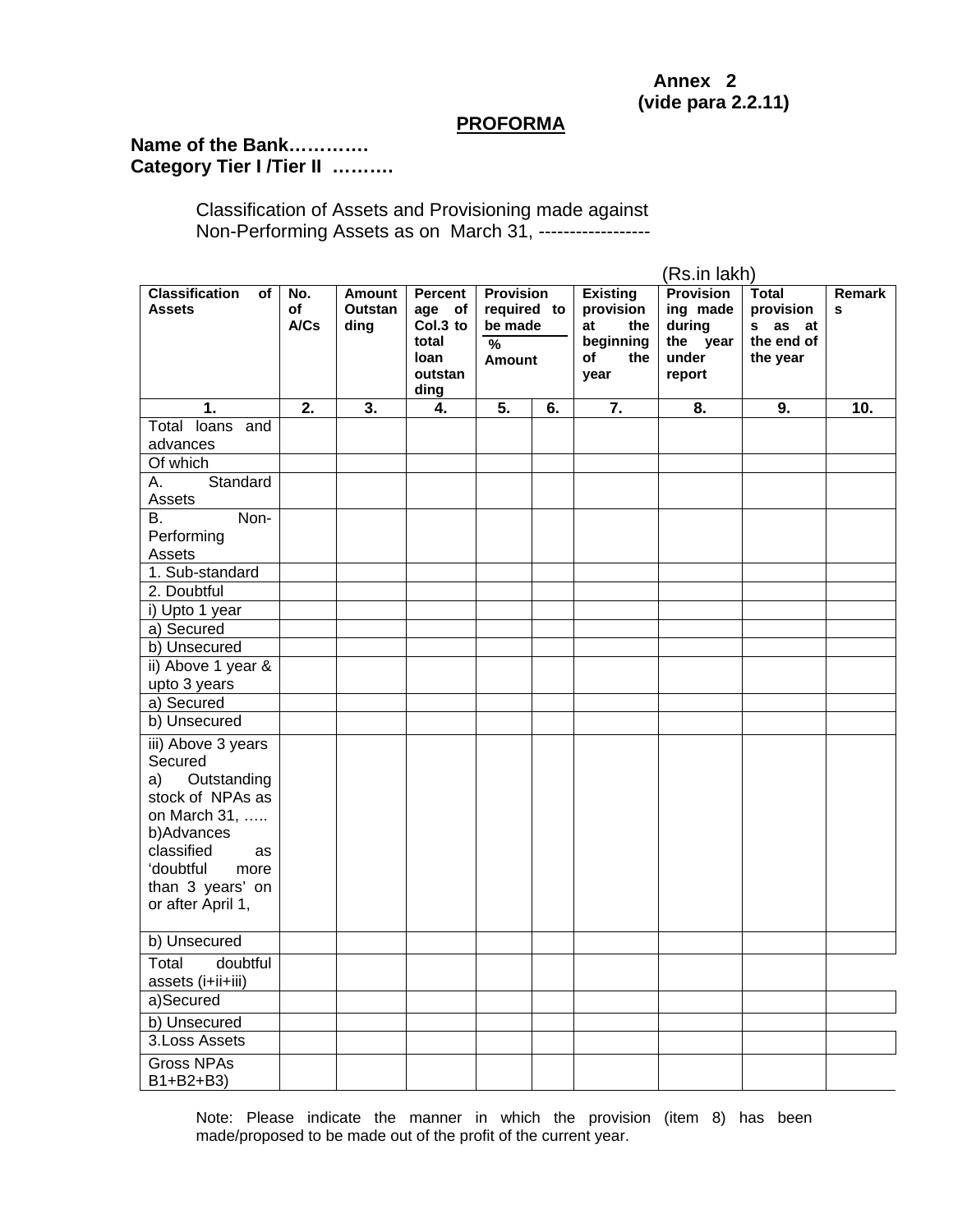**Annex 2**
**(vide para 2.2.11)**

## PROFORMA

**Name of the Bank…………**
**Category Tier I /Tier II ……….**

Classification of Assets and Provisioning made against Non-Performing Assets as on March 31, -----------------

(Rs.in lakh)

| Classification of Assets | No. of A/Cs | Amount Outstanding | Percentage of Col.3 to total loan outstanding | Provision required to be made | | Existing provision at the beginning of the year | Provisioning made during the year under report | Total provisions as at the end of the year | Remarks |
|---|---|---|---|---|---|---|---|---|---|
| | | | | % | Amount | | | | |
| 1. | 2. | 3. | 4. | 5. | 6. | 7. | 8. | 9. | 10. |
| Total loans and advances | | | | | | | | | |
| Of which | | | | | | | | | |
| A. Standard Assets | | | | | | | | | |
| B. Non-Performing Assets | | | | | | | | | |
| 1. Sub-standard | | | | | | | | | |
| 2. Doubtful | | | | | | | | | |
| i) Upto 1 year | | | | | | | | | |
| a) Secured | | | | | | | | | |
| b) Unsecured | | | | | | | | | |
| ii) Above 1 year & upto 3 years | | | | | | | | | |
| a) Secured | | | | | | | | | |
| b) Unsecured | | | | | | | | | |
| iii) Above 3 years Secured a) Outstanding stock of NPAs as on March 31, ….. b)Advances classified as 'doubtful more than 3 years' on or after April 1, | | | | | | | | | |
| b) Unsecured | | | | | | | | | |
| Total doubtful assets (i+ii+iii) | | | | | | | | | |
| a)Secured | | | | | | | | | |
| b) Unsecured | | | | | | | | | |
| 3.Loss Assets | | | | | | | | | |
| Gross NPAs B1+B2+B3) | | | | | | | | | |

Note: Please indicate the manner in which the provision (item 8) has been made/proposed to be made out of the profit of the current year.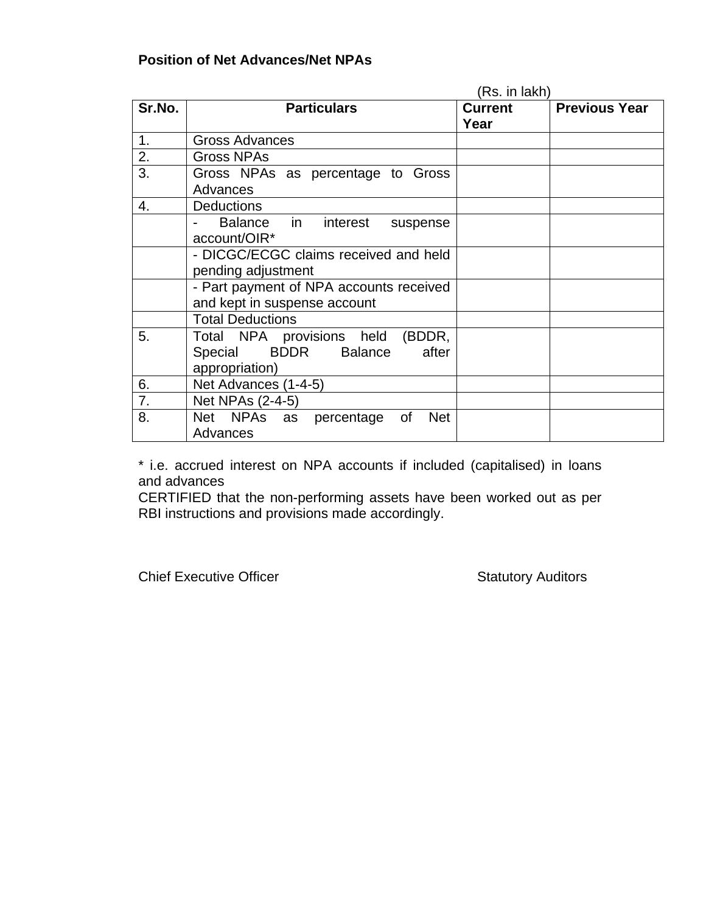**Position of Net Advances/Net NPAs**

(Rs. in lakh)

| Sr.No. | Particulars | Current Year | Previous Year |
|---|---|---|---|
| 1. | Gross Advances | | |
| 2. | Gross NPAs | | |
| 3. | Gross NPAs as percentage to Gross Advances | | |
| 4. | Deductions | | |
| | - Balance in interest suspense account/OIR* | | |
| | - DICGC/ECGC claims received and held pending adjustment | | |
| | - Part payment of NPA accounts received and kept in suspense account | | |
| | Total Deductions | | |
| 5. | Total NPA provisions held (BDDR, Special BDDR Balance after appropriation) | | |
| 6. | Net Advances (1-4-5) | | |
| 7. | Net NPAs (2-4-5) | | |
| 8. | Net NPAs as percentage of Net Advances | | |

* i.e. accrued interest on NPA accounts if included (capitalised) in loans and advances

CERTIFIED that the non-performing assets have been worked out as per RBI instructions and provisions made accordingly.

Chief Executive Officer

Statutory Auditors